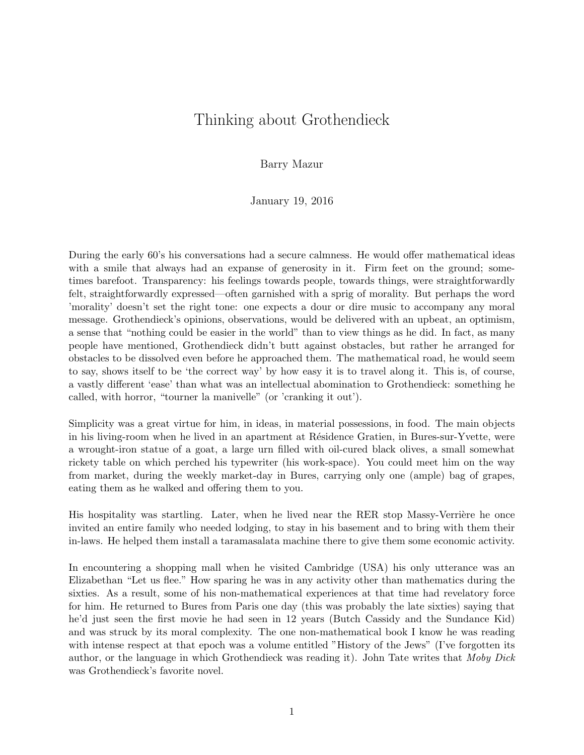# Thinking about Grothendieck

Barry Mazur

January 19, 2016

During the early 60's his conversations had a secure calmness. He would offer mathematical ideas with a smile that always had an expanse of generosity in it. Firm feet on the ground; sometimes barefoot. Transparency: his feelings towards people, towards things, were straightforwardly felt, straightforwardly expressed—often garnished with a sprig of morality. But perhaps the word 'morality' doesn't set the right tone: one expects a dour or dire music to accompany any moral message. Grothendieck's opinions, observations, would be delivered with an upbeat, an optimism, a sense that "nothing could be easier in the world" than to view things as he did. In fact, as many people have mentioned, Grothendieck didn't butt against obstacles, but rather he arranged for obstacles to be dissolved even before he approached them. The mathematical road, he would seem to say, shows itself to be 'the correct way' by how easy it is to travel along it. This is, of course, a vastly different 'ease' than what was an intellectual abomination to Grothendieck: something he called, with horror, "tourner la manivelle" (or 'cranking it out').

Simplicity was a great virtue for him, in ideas, in material possessions, in food. The main objects in his living-room when he lived in an apartment at Résidence Gratien, in Bures-sur-Yvette, were a wrought-iron statue of a goat, a large urn filled with oil-cured black olives, a small somewhat rickety table on which perched his typewriter (his work-space). You could meet him on the way from market, during the weekly market-day in Bures, carrying only one (ample) bag of grapes, eating them as he walked and offering them to you.

His hospitality was startling. Later, when he lived near the RER stop Massy-Verrière he once invited an entire family who needed lodging, to stay in his basement and to bring with them their in-laws. He helped them install a taramasalata machine there to give them some economic activity.

In encountering a shopping mall when he visited Cambridge (USA) his only utterance was an Elizabethan "Let us flee." How sparing he was in any activity other than mathematics during the sixties. As a result, some of his non-mathematical experiences at that time had revelatory force for him. He returned to Bures from Paris one day (this was probably the late sixties) saying that he'd just seen the first movie he had seen in 12 years (Butch Cassidy and the Sundance Kid) and was struck by its moral complexity. The one non-mathematical book I know he was reading with intense respect at that epoch was a volume entitled "History of the Jews" (I've forgotten its author, or the language in which Grothendieck was reading it). John Tate writes that *Moby Dick* was Grothendieck's favorite novel.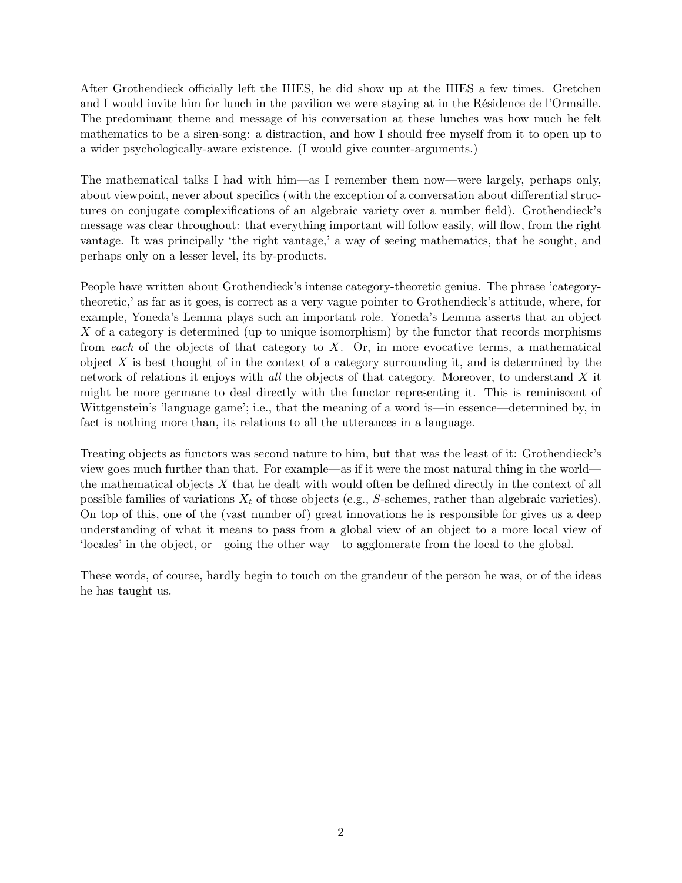After Grothendieck officially left the IHES, he did show up at the IHES a few times. Gretchen and I would invite him for lunch in the pavilion we were staying at in the Résidence de l'Ormaille. The predominant theme and message of his conversation at these lunches was how much he felt mathematics to be a siren-song: a distraction, and how I should free myself from it to open up to a wider psychologically-aware existence. (I would give counter-arguments.)

The mathematical talks I had with him—as I remember them now—were largely, perhaps only, about viewpoint, never about specifics (with the exception of a conversation about differential structures on conjugate complexifications of an algebraic variety over a number field). Grothendieck's message was clear throughout: that everything important will follow easily, will flow, from the right vantage. It was principally 'the right vantage,' a way of seeing mathematics, that he sought, and perhaps only on a lesser level, its by-products.

People have written about Grothendieck's intense category-theoretic genius. The phrase 'category-theoretic,' as far as it goes, is correct as a very vague pointer to Grothendieck's attitude, where, for example, Yoneda's Lemma plays such an important role. Yoneda's Lemma asserts that an object $X$ of a category is determined (up to unique isomorphism) by the functor that records morphisms from *each* of the objects of that category to $X$. Or, in more evocative terms, a mathematical object $X$ is best thought of in the context of a category surrounding it, and is determined by the network of relations it enjoys with *all* the objects of that category. Moreover, to understand $X$ it might be more germane to deal directly with the functor representing it. This is reminiscent of Wittgenstein's 'language game'; i.e., that the meaning of a word is—in essence—determined by, in fact is nothing more than, its relations to all the utterances in a language.

Treating objects as functors was second nature to him, but that was the least of it: Grothendieck's view goes much further than that. For example—as if it were the most natural thing in the world—the mathematical objects $X$ that he dealt with would often be defined directly in the context of all possible families of variations $X_t$ of those objects (e.g., $S$-schemes, rather than algebraic varieties). On top of this, one of the (vast number of) great innovations he is responsible for gives us a deep understanding of what it means to pass from a global view of an object to a more local view of 'locales' in the object, or—going the other way—to agglomerate from the local to the global.

These words, of course, hardly begin to touch on the grandeur of the person he was, or of the ideas he has taught us.